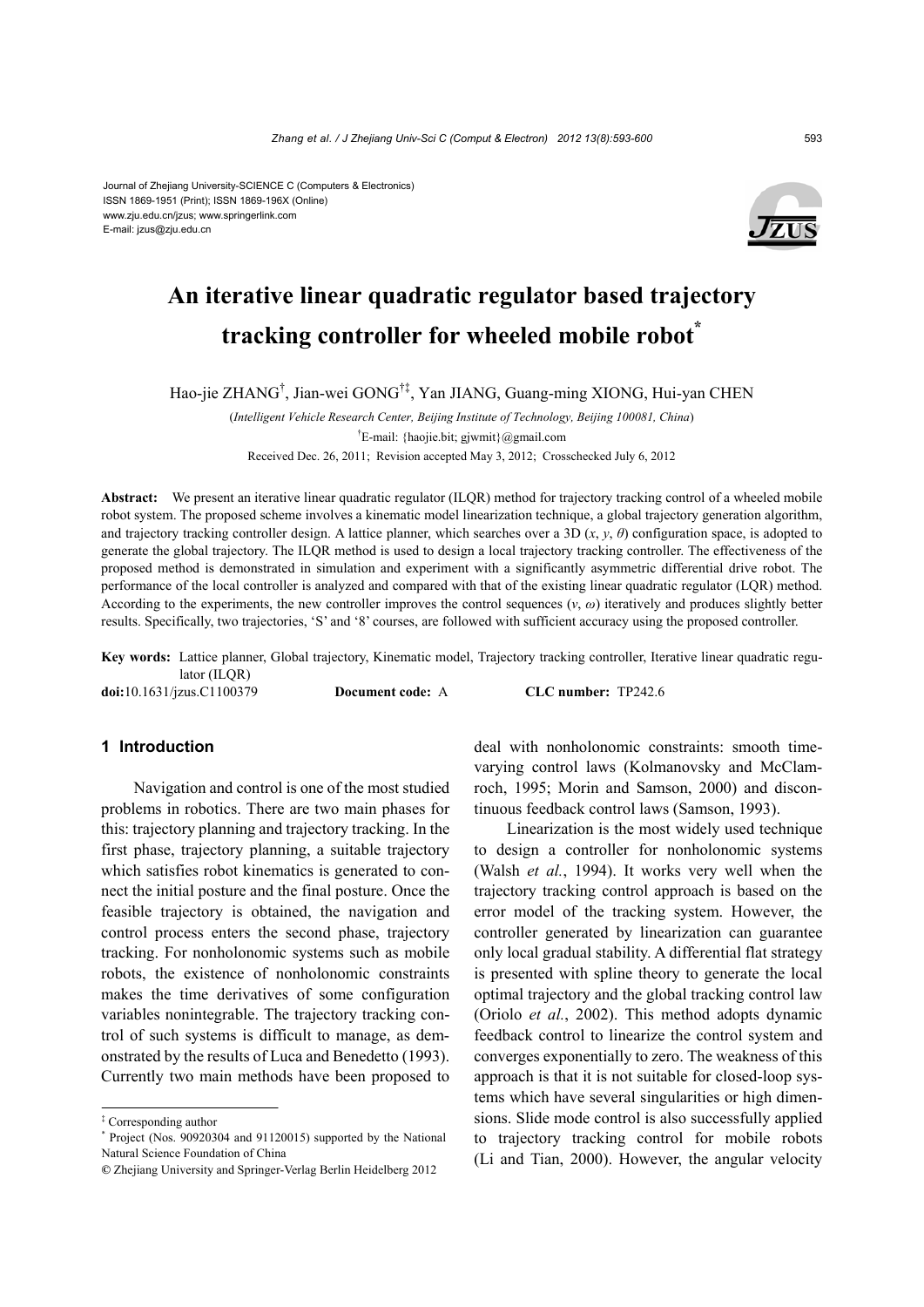Journal of Zhejiang University-SCIENCE C (Computers & Electronics)
ISSN 1869-1951 (Print); ISSN 1869-196X (Online)
www.zju.edu.cn/jzus; www.springerlink.com
E-mail: jzus@zju.edu.cn

# An iterative linear quadratic regulator based trajectory tracking controller for wheeled mobile robot[*]

Hao-jie ZHANG[†], Jian-wei GONG[†‡], Yan JIANG, Guang-ming XIONG, Hui-yan CHEN

(*Intelligent Vehicle Research Center, Beijing Institute of Technology, Beijing 100081, China*)

[†]E-mail: {haojie.bit; gjwmit}@gmail.com

Received Dec. 26, 2011; Revision accepted May 3, 2012; Crosschecked July 6, 2012

**Abstract:** We present an iterative linear quadratic regulator (ILQR) method for trajectory tracking control of a wheeled mobile robot system. The proposed scheme involves a kinematic model linearization technique, a global trajectory generation algorithm, and trajectory tracking controller design. A lattice planner, which searches over a 3D ($x$, $y$, $\theta$) configuration space, is adopted to generate the global trajectory. The ILQR method is used to design a local trajectory tracking controller. The effectiveness of the proposed method is demonstrated in simulation and experiment with a significantly asymmetric differential drive robot. The performance of the local controller is analyzed and compared with that of the existing linear quadratic regulator (LQR) method. According to the experiments, the new controller improves the control sequences ($v$, $\omega$) iteratively and produces slightly better results. Specifically, two trajectories, 'S' and '8' courses, are followed with sufficient accuracy using the proposed controller.

**Key words:** Lattice planner, Global trajectory, Kinematic model, Trajectory tracking controller, Iterative linear quadratic regulator (ILQR)

**doi:**10.1631/jzus.C1100379 **Document code:** A **CLC number:** TP242.6

## 1 Introduction

Navigation and control is one of the most studied problems in robotics. There are two main phases for this: trajectory planning and trajectory tracking. In the first phase, trajectory planning, a suitable trajectory which satisfies robot kinematics is generated to connect the initial posture and the final posture. Once the feasible trajectory is obtained, the navigation and control process enters the second phase, trajectory tracking. For nonholonomic systems such as mobile robots, the existence of nonholonomic constraints makes the time derivatives of some configuration variables nonintegrable. The trajectory tracking control of such systems is difficult to manage, as demonstrated by the results of Luca and Benedetto (1993). Currently two main methods have been proposed to deal with nonholonomic constraints: smooth time-varying control laws (Kolmanovsky and McClamroch, 1995; Morin and Samson, 2000) and discontinuous feedback control laws (Samson, 1993).

Linearization is the most widely used technique to design a controller for nonholonomic systems (Walsh *et al.*, 1994). It works very well when the trajectory tracking control approach is based on the error model of the tracking system. However, the controller generated by linearization can guarantee only local gradual stability. A differential flat strategy is presented with spline theory to generate the local optimal trajectory and the global tracking control law (Oriolo *et al.*, 2002). This method adopts dynamic feedback control to linearize the control system and converges exponentially to zero. The weakness of this approach is that it is not suitable for closed-loop systems which have several singularities or high dimensions. Slide mode control is also successfully applied to trajectory tracking control for mobile robots (Li and Tian, 2000). However, the angular velocity

---

[‡] Corresponding author

[*] Project (Nos. 90920304 and 91120015) supported by the National Natural Science Foundation of China

© Zhejiang University and Springer-Verlag Berlin Heidelberg 2012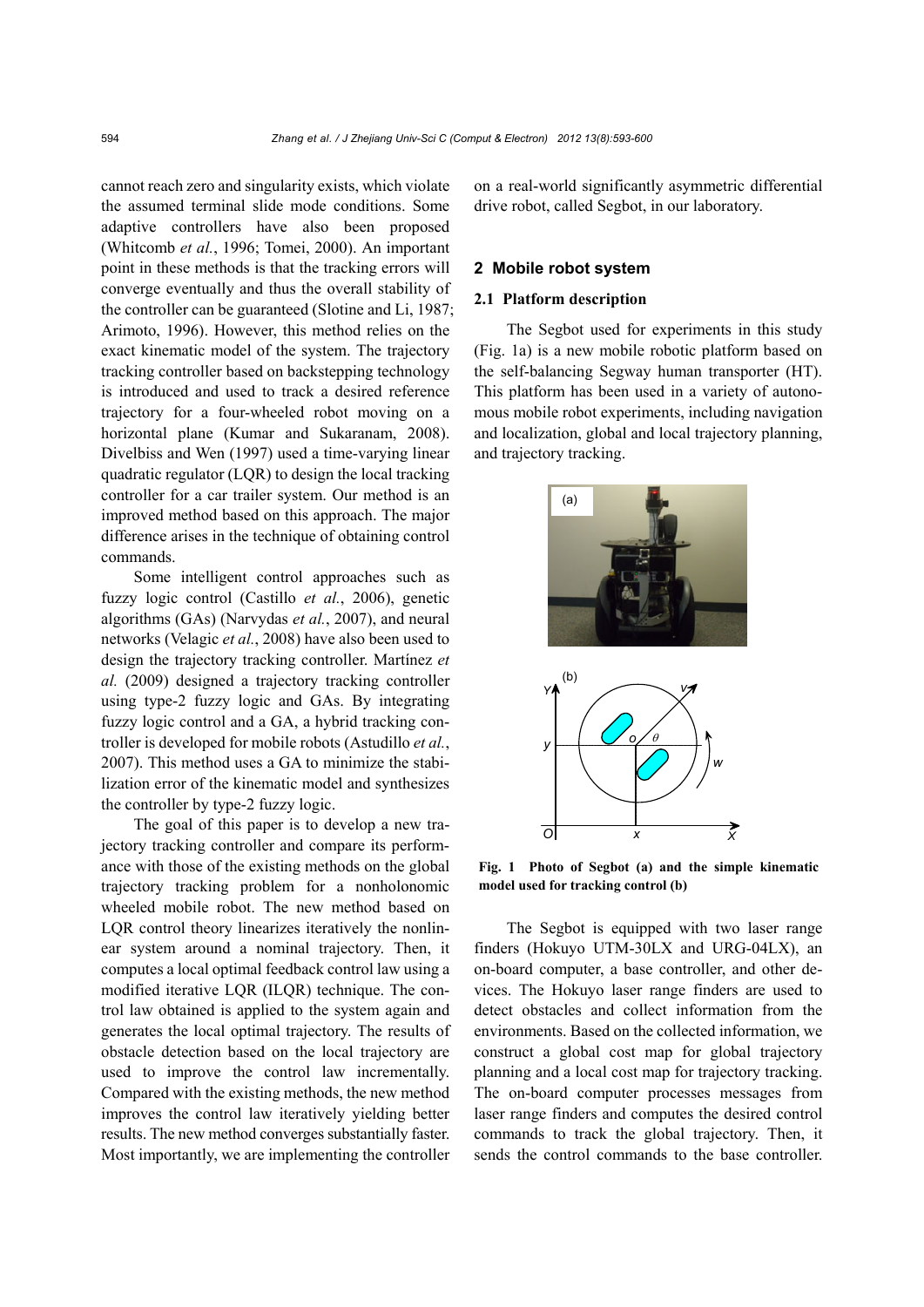cannot reach zero and singularity exists, which violate the assumed terminal slide mode conditions. Some adaptive controllers have also been proposed (Whitcomb *et al.*, 1996; Tomei, 2000). An important point in these methods is that the tracking errors will converge eventually and thus the overall stability of the controller can be guaranteed (Slotine and Li, 1987; Arimoto, 1996). However, this method relies on the exact kinematic model of the system. The trajectory tracking controller based on backstepping technology is introduced and used to track a desired reference trajectory for a four-wheeled robot moving on a horizontal plane (Kumar and Sukaranam, 2008). Divelbiss and Wen (1997) used a time-varying linear quadratic regulator (LQR) to design the local tracking controller for a car trailer system. Our method is an improved method based on this approach. The major difference arises in the technique of obtaining control commands.

Some intelligent control approaches such as fuzzy logic control (Castillo *et al.*, 2006), genetic algorithms (GAs) (Narvydas *et al.*, 2007), and neural networks (Velagic *et al.*, 2008) have also been used to design the trajectory tracking controller. Martínez *et al.* (2009) designed a trajectory tracking controller using type-2 fuzzy logic and GAs. By integrating fuzzy logic control and a GA, a hybrid tracking controller is developed for mobile robots (Astudillo *et al.*, 2007). This method uses a GA to minimize the stabilization error of the kinematic model and synthesizes the controller by type-2 fuzzy logic.

The goal of this paper is to develop a new trajectory tracking controller and compare its performance with those of the existing methods on the global trajectory tracking problem for a nonholonomic wheeled mobile robot. The new method based on LQR control theory linearizes iteratively the nonlinear system around a nominal trajectory. Then, it computes a local optimal feedback control law using a modified iterative LQR (ILQR) technique. The control law obtained is applied to the system again and generates the local optimal trajectory. The results of obstacle detection based on the local trajectory are used to improve the control law incrementally. Compared with the existing methods, the new method improves the control law iteratively yielding better results. The new method converges substantially faster. Most importantly, we are implementing the controller on a real-world significantly asymmetric differential drive robot, called Segbot, in our laboratory.

## 2 Mobile robot system

### 2.1 Platform description

The Segbot used for experiments in this study (Fig. 1a) is a new mobile robotic platform based on the self-balancing Segway human transporter (HT). This platform has been used in a variety of autonomous mobile robot experiments, including navigation and localization, global and local trajectory planning, and trajectory tracking.

**Fig. 1 Photo of Segbot (a) and the simple kinematic model used for tracking control (b)**

The Segbot is equipped with two laser range finders (Hokuyo UTM-30LX and URG-04LX), an on-board computer, a base controller, and other devices. The Hokuyo laser range finders are used to detect obstacles and collect information from the environments. Based on the collected information, we construct a global cost map for global trajectory planning and a local cost map for trajectory tracking. The on-board computer processes messages from laser range finders and computes the desired control commands to track the global trajectory. Then, it sends the control commands to the base controller.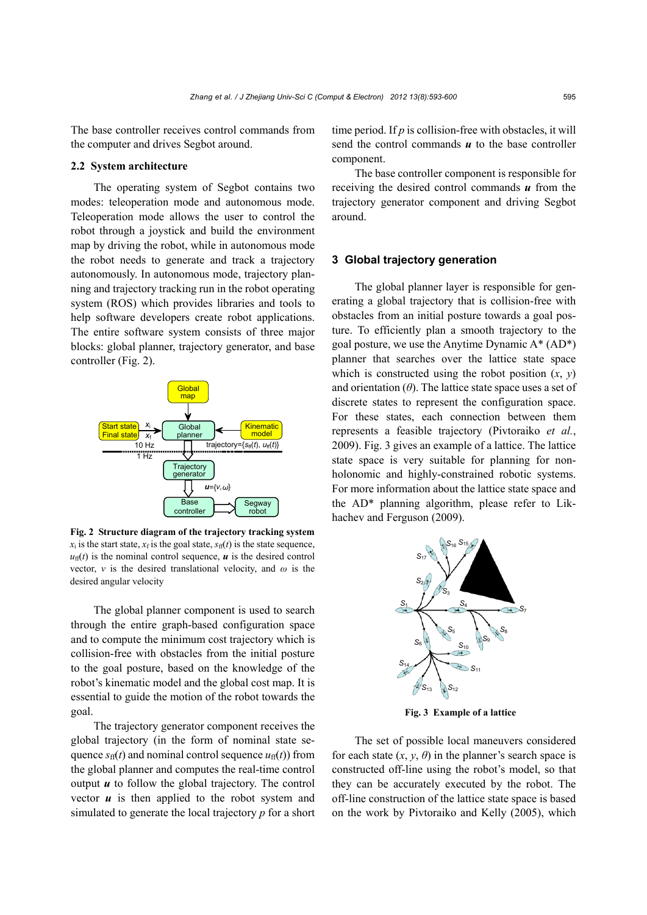The base controller receives control commands from the computer and drives Segbot around.

### 2.2 System architecture

The operating system of Segbot contains two modes: teleoperation mode and autonomous mode. Teleoperation mode allows the user to control the robot through a joystick and build the environment map by driving the robot, while in autonomous mode the robot needs to generate and track a trajectory autonomously. In autonomous mode, trajectory planning and trajectory tracking run in the robot operating system (ROS) which provides libraries and tools to help software developers create robot applications. The entire software system consists of three major blocks: global planner, trajectory generator, and base controller (Fig. 2).

**Fig. 2 Structure diagram of the trajectory tracking system**
$x_i$ is the start state, $x_f$ is the goal state, $s_{ff}(t)$ is the state sequence, $u_{ff}(t)$ is the nominal control sequence, $\boldsymbol{u}$ is the desired control vector, $v$ is the desired translational velocity, and $\omega$ is the desired angular velocity

The global planner component is used to search through the entire graph-based configuration space and to compute the minimum cost trajectory which is collision-free with obstacles from the initial posture to the goal posture, based on the knowledge of the robot's kinematic model and the global cost map. It is essential to guide the motion of the robot towards the goal.

The trajectory generator component receives the global trajectory (in the form of nominal state sequence $s_{ff}(t)$ and nominal control sequence $u_{ff}(t)$) from the global planner and computes the real-time control output $\boldsymbol{u}$ to follow the global trajectory. The control vector $\boldsymbol{u}$ is then applied to the robot system and simulated to generate the local trajectory $p$ for a short time period. If $p$ is collision-free with obstacles, it will send the control commands $\boldsymbol{u}$ to the base controller component.

The base controller component is responsible for receiving the desired control commands $\boldsymbol{u}$ from the trajectory generator component and driving Segbot around.

## 3 Global trajectory generation

The global planner layer is responsible for generating a global trajectory that is collision-free with obstacles from an initial posture towards a goal posture. To efficiently plan a smooth trajectory to the goal posture, we use the Anytime Dynamic A* (AD*) planner that searches over the lattice state space which is constructed using the robot position ($x$, $y$) and orientation ($\theta$). The lattice state space uses a set of discrete states to represent the configuration space. For these states, each connection between them represents a feasible trajectory (Pivtoraiko *et al.*, 2009). Fig. 3 gives an example of a lattice. The lattice state space is very suitable for planning for non-holonomic and highly-constrained robotic systems. For more information about the lattice state space and the AD* planning algorithm, please refer to Likhachev and Ferguson (2009).

**Fig. 3 Example of a lattice**

The set of possible local maneuvers considered for each state ($x$, $y$, $\theta$) in the planner's search space is constructed off-line using the robot's model, so that they can be accurately executed by the robot. The off-line construction of the lattice state space is based on the work by Pivtoraiko and Kelly (2005), which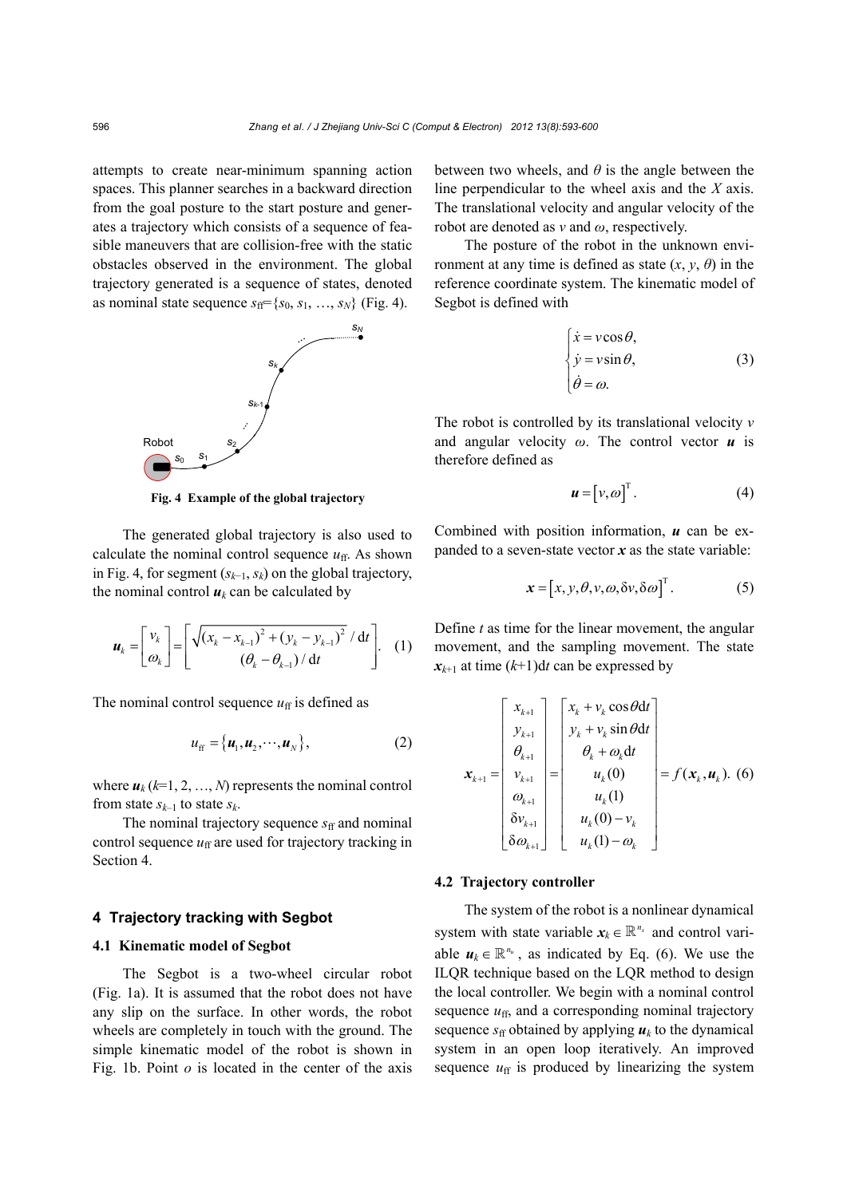attempts to create near-minimum spanning action spaces. This planner searches in a backward direction from the goal posture to the start posture and generates a trajectory which consists of a sequence of feasible maneuvers that are collision-free with the static obstacles observed in the environment. The global trajectory generated is a sequence of states, denoted as nominal state sequence $s_{\rm ff}=\{s_0, s_1, \ldots, s_N\}$ (Fig. 4).

**Fig. 4 Example of the global trajectory**

The generated global trajectory is also used to calculate the nominal control sequence $u_{\rm ff}$. As shown in Fig. 4, for segment $(s_{k-1}, s_k)$ on the global trajectory, the nominal control $\boldsymbol{u}_k$ can be calculated by

$$\boldsymbol{u}_k=\begin{bmatrix} v_k \\ \omega_k \end{bmatrix}=\begin{bmatrix} \sqrt{(x_k-x_{k-1})^2+(y_k-y_{k-1})^2}\,/\,{\rm d}t \\ (\theta_k-\theta_{k-1})\,/\,{\rm d}t \end{bmatrix}. \quad (1)$$

The nominal control sequence $u_{\rm ff}$ is defined as

$$u_{\rm ff}=\{\boldsymbol{u}_1, \boldsymbol{u}_2, \cdots, \boldsymbol{u}_N\}, \quad (2)$$

where $\boldsymbol{u}_k$ ($k$=1, 2, …, $N$) represents the nominal control from state $s_{k-1}$ to state $s_k$.

The nominal trajectory sequence $s_{\rm ff}$ and nominal control sequence $u_{\rm ff}$ are used for trajectory tracking in Section 4.

## 4 Trajectory tracking with Segbot

### 4.1 Kinematic model of Segbot

The Segbot is a two-wheel circular robot (Fig. 1a). It is assumed that the robot does not have any slip on the surface. In other words, the robot wheels are completely in touch with the ground. The simple kinematic model of the robot is shown in Fig. 1b. Point $o$ is located in the center of the axis between two wheels, and $\theta$ is the angle between the line perpendicular to the wheel axis and the $X$ axis. The translational velocity and angular velocity of the robot are denoted as $v$ and $\omega$, respectively.

The posture of the robot in the unknown environment at any time is defined as state $(x, y, \theta)$ in the reference coordinate system. The kinematic model of Segbot is defined with

$$\begin{cases} \dot{x}=v\cos\theta, \\ \dot{y}=v\sin\theta, \\ \dot{\theta}=\omega. \end{cases} \quad (3)$$

The robot is controlled by its translational velocity $v$ and angular velocity $\omega$. The control vector $\boldsymbol{u}$ is therefore defined as

$$\boldsymbol{u}=[v, \omega]^{\rm T}. \quad (4)$$

Combined with position information, $\boldsymbol{u}$ can be expanded to a seven-state vector $\boldsymbol{x}$ as the state variable:

$$\boldsymbol{x}=[x, y, \theta, v, \omega, \delta v, \delta\omega]^{\rm T}. \quad (5)$$

Define $t$ as time for the linear movement, the angular movement, and the sampling movement. The state $\boldsymbol{x}_{k+1}$ at time $(k+1){\rm d}t$ can be expressed by

$$\boldsymbol{x}_{k+1}=\begin{bmatrix} x_{k+1} \\ y_{k+1} \\ \theta_{k+1} \\ v_{k+1} \\ \omega_{k+1} \\ \delta v_{k+1} \\ \delta\omega_{k+1} \end{bmatrix}=\begin{bmatrix} x_k+v_k\cos\theta{\rm d}t \\ y_k+v_k\sin\theta{\rm d}t \\ \theta_k+\omega_k{\rm d}t \\ u_k(0) \\ u_k(1) \\ u_k(0)-v_k \\ u_k(1)-\omega_k \end{bmatrix}=f(\boldsymbol{x}_k, \boldsymbol{u}_k). \quad (6)$$

### 4.2 Trajectory controller

The system of the robot is a nonlinear dynamical system with state variable $\boldsymbol{x}_k \in \mathbb{R}^{n_x}$ and control variable $\boldsymbol{u}_k \in \mathbb{R}^{n_u}$, as indicated by Eq. (6). We use the ILQR technique based on the LQR method to design the local controller. We begin with a nominal control sequence $u_{\rm ff}$, and a corresponding nominal trajectory sequence $s_{\rm ff}$ obtained by applying $\boldsymbol{u}_k$ to the dynamical system in an open loop iteratively. An improved sequence $u_{\rm ff}$ is produced by linearizing the system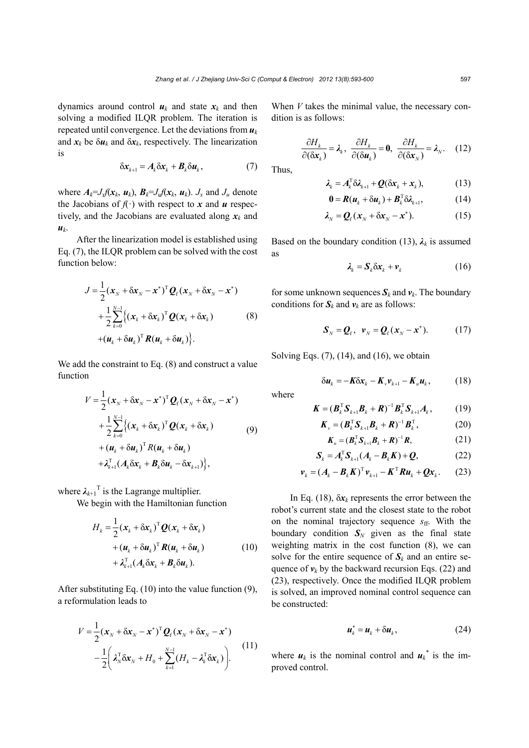dynamics around control $\boldsymbol{u}_k$ and state $\boldsymbol{x}_k$ and then solving a modified ILQR problem. The iteration is repeated until convergence. Let the deviations from $\boldsymbol{u}_k$ and $\boldsymbol{x}_k$ be $\delta\boldsymbol{u}_k$ and $\delta\boldsymbol{x}_k$, respectively. The linearization is

$$\delta\boldsymbol{x}_{k+1} = \boldsymbol{A}_k \delta\boldsymbol{x}_k + \boldsymbol{B}_k \delta\boldsymbol{u}_k, \tag{7}$$

where $\boldsymbol{A}_k = J_x f(\boldsymbol{x}_k, \boldsymbol{u}_k)$, $\boldsymbol{B}_k = J_u f(\boldsymbol{x}_k, \boldsymbol{u}_k)$. $J_x$ and $J_u$ denote the Jacobians of $f(\cdot)$ with respect to $\boldsymbol{x}$ and $\boldsymbol{u}$ respectively, and the Jacobians are evaluated along $\boldsymbol{x}_k$ and $\boldsymbol{u}_k$.

After the linearization model is established using Eq. (7), the ILQR problem can be solved with the cost function below:

$$\begin{aligned} J = & \frac{1}{2}(\boldsymbol{x}_N + \delta\boldsymbol{x}_N - \boldsymbol{x}^*)^{\mathrm{T}} \boldsymbol{Q}_{\mathrm{f}} (\boldsymbol{x}_N + \delta\boldsymbol{x}_N - \boldsymbol{x}^*) \\ & + \frac{1}{2}\sum_{k=0}^{N-1} \Big\{ (\boldsymbol{x}_k + \delta\boldsymbol{x}_k)^{\mathrm{T}} \boldsymbol{Q} (\boldsymbol{x}_k + \delta\boldsymbol{x}_k) \\ & + (\boldsymbol{u}_k + \delta\boldsymbol{u}_k)^{\mathrm{T}} \boldsymbol{R} (\boldsymbol{u}_k + \delta\boldsymbol{u}_k) \Big\}. \end{aligned} \tag{8}$$

We add the constraint to Eq. (8) and construct a value function

$$\begin{aligned} V = & \frac{1}{2}(\boldsymbol{x}_N + \delta\boldsymbol{x}_N - \boldsymbol{x}^*)^{\mathrm{T}} \boldsymbol{Q}_{\mathrm{f}} (\boldsymbol{x}_N + \delta\boldsymbol{x}_N - \boldsymbol{x}^*) \\ & + \frac{1}{2}\sum_{k=0}^{N-1} \Big\{ (\boldsymbol{x}_k + \delta\boldsymbol{x}_k)^{\mathrm{T}} \boldsymbol{Q} (\boldsymbol{x}_k + \delta\boldsymbol{x}_k) \\ & + (\boldsymbol{u}_k + \delta\boldsymbol{u}_k)^{\mathrm{T}} R (\boldsymbol{u}_k + \delta\boldsymbol{u}_k) \\ & + \boldsymbol{\lambda}_{k+1}^{\mathrm{T}} (\boldsymbol{A}_k \delta\boldsymbol{x}_k + \boldsymbol{B}_k \delta\boldsymbol{u}_k - \delta\boldsymbol{x}_{k+1}) \Big\}, \end{aligned} \tag{9}$$

where $\boldsymbol{\lambda}_{k+1}^{\mathrm{T}}$ is the Lagrange multiplier.

We begin with the Hamiltonian function

$$\begin{aligned} H_k = & \frac{1}{2}(\boldsymbol{x}_k + \delta\boldsymbol{x}_k)^{\mathrm{T}} \boldsymbol{Q} (\boldsymbol{x}_k + \delta\boldsymbol{x}_k) \\ & + (\boldsymbol{u}_k + \delta\boldsymbol{u}_k)^{\mathrm{T}} \boldsymbol{R} (\boldsymbol{u}_k + \delta\boldsymbol{u}_k) \\ & + \boldsymbol{\lambda}_{k+1}^{\mathrm{T}} (\boldsymbol{A}_k \delta\boldsymbol{x}_k + \boldsymbol{B}_k \delta\boldsymbol{u}_k). \end{aligned} \tag{10}$$

After substituting Eq. (10) into the value function (9), a reformulation leads to

$$\begin{aligned} V = & \frac{1}{2}(\boldsymbol{x}_N + \delta\boldsymbol{x}_N - \boldsymbol{x}^*)^{\mathrm{T}} \boldsymbol{Q}_{\mathrm{f}} (\boldsymbol{x}_N + \delta\boldsymbol{x}_N - \boldsymbol{x}^*) \\ & - \frac{1}{2}\left( \boldsymbol{\lambda}_N^{\mathrm{T}} \delta\boldsymbol{x}_N + H_0 + \sum_{k=1}^{N-1} (H_k - \boldsymbol{\lambda}_k^{\mathrm{T}} \delta\boldsymbol{x}_k) \right). \end{aligned} \tag{11}$$

When $V$ takes the minimal value, the necessary condition is as follows:

$$\frac{\partial H_k}{\partial(\delta\boldsymbol{x}_k)} = \boldsymbol{\lambda}_k, \ \frac{\partial H_k}{\partial(\delta\boldsymbol{u}_k)} = \boldsymbol{0}, \ \frac{\partial H_k}{\partial(\delta\boldsymbol{x}_N)} = \boldsymbol{\lambda}_N. \tag{12}$$

Thus,

$$\boldsymbol{\lambda}_k = \boldsymbol{A}_k^{\mathrm{T}} \delta\boldsymbol{\lambda}_{k+1} + \boldsymbol{Q}(\delta\boldsymbol{x}_k + \boldsymbol{x}_k), \tag{13}$$

$$\boldsymbol{0} = \boldsymbol{R}(\boldsymbol{u}_k + \delta\boldsymbol{u}_k) + \boldsymbol{B}_k^{\mathrm{T}} \delta\boldsymbol{\lambda}_{k+1}, \tag{14}$$

$$\boldsymbol{\lambda}_N = \boldsymbol{Q}_{\mathrm{f}} (\boldsymbol{x}_N + \delta\boldsymbol{x}_N - \boldsymbol{x}^*). \tag{15}$$

Based on the boundary condition (13), $\boldsymbol{\lambda}_k$ is assumed as

$$\boldsymbol{\lambda}_k = \boldsymbol{S}_k \delta\boldsymbol{x}_k + \boldsymbol{v}_k \tag{16}$$

for some unknown sequences $\boldsymbol{S}_k$ and $\boldsymbol{v}_k$. The boundary conditions for $\boldsymbol{S}_k$ and $\boldsymbol{v}_k$ are as follows:

$$\boldsymbol{S}_N = \boldsymbol{Q}_{\mathrm{f}}, \ \ \boldsymbol{v}_N = \boldsymbol{Q}_{\mathrm{f}} (\boldsymbol{x}_N - \boldsymbol{x}^*). \tag{17}$$

Solving Eqs. (7), (14), and (16), we obtain

$$\delta\boldsymbol{u}_k = -\boldsymbol{K}\delta\boldsymbol{x}_k - \boldsymbol{K}_v \boldsymbol{v}_{k+1} - \boldsymbol{K}_u \boldsymbol{u}_k, \tag{18}$$

where

$$\boldsymbol{K} = (\boldsymbol{B}_k^{\mathrm{T}} \boldsymbol{S}_{k+1} \boldsymbol{B}_k + \boldsymbol{R})^{-1} \boldsymbol{B}_k^{\mathrm{T}} \boldsymbol{S}_{k+1} \boldsymbol{A}_k, \tag{19}$$

$$\boldsymbol{K}_v = (\boldsymbol{B}_k^{\mathrm{T}} \boldsymbol{S}_{k+1} \boldsymbol{B}_k + \boldsymbol{R})^{-1} \boldsymbol{B}_k^{\mathrm{T}}, \tag{20}$$

$$\boldsymbol{K}_u = (\boldsymbol{B}_k^{\mathrm{T}} \boldsymbol{S}_{k+1} \boldsymbol{B}_k + \boldsymbol{R})^{-1} \boldsymbol{R}, \tag{21}$$

$$\boldsymbol{S}_k = \boldsymbol{A}_k^{\mathrm{T}} \boldsymbol{S}_{k+1} (\boldsymbol{A}_k - \boldsymbol{B}_k \boldsymbol{K}) + \boldsymbol{Q}, \tag{22}$$

$$\boldsymbol{v}_k = (\boldsymbol{A}_k - \boldsymbol{B}_k \boldsymbol{K})^{\mathrm{T}} \boldsymbol{v}_{k+1} - \boldsymbol{K}^{\mathrm{T}} \boldsymbol{R} \boldsymbol{u}_k + \boldsymbol{Q} \boldsymbol{x}_k. \tag{23}$$

In Eq. (18), $\delta\boldsymbol{x}_k$ represents the error between the robot's current state and the closest state to the robot on the nominal trajectory sequence $s_{\mathrm{ff}}$. With the boundary condition $\boldsymbol{S}_N$ given as the final state weighting matrix in the cost function (8), we can solve for the entire sequence of $\boldsymbol{S}_k$ and an entire sequence of $\boldsymbol{v}_k$ by the backward recursion Eqs. (22) and (23), respectively. Once the modified ILQR problem is solved, an improved nominal control sequence can be constructed:

$$\boldsymbol{u}_k^* = \boldsymbol{u}_k + \delta\boldsymbol{u}_k, \tag{24}$$

where $\boldsymbol{u}_k$ is the nominal control and $\boldsymbol{u}_k^*$ is the improved control.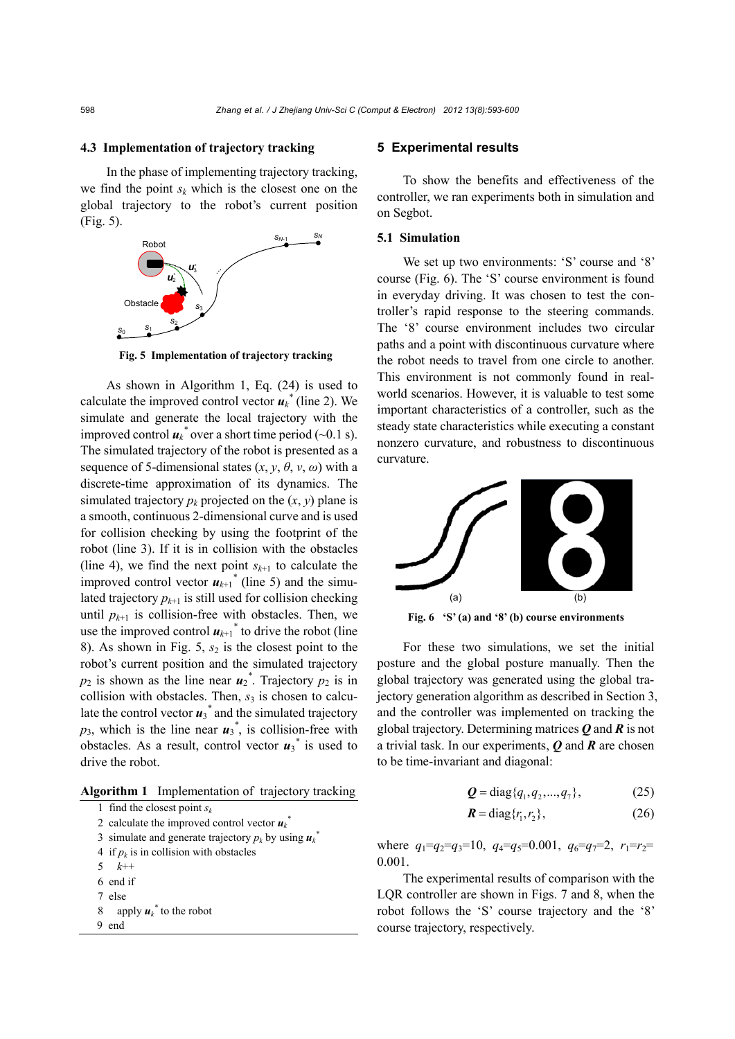### 4.3 Implementation of trajectory tracking

In the phase of implementing trajectory tracking, we find the point $s_k$ which is the closest one on the global trajectory to the robot's current position (Fig. 5).

**Fig. 5 Implementation of trajectory tracking**

As shown in Algorithm 1, Eq. (24) is used to calculate the improved control vector $\boldsymbol{u}_k^*$ (line 2). We simulate and generate the local trajectory with the improved control $\boldsymbol{u}_k^*$ over a short time period (~0.1 s). The simulated trajectory of the robot is presented as a sequence of 5-dimensional states ($x$, $y$, $\theta$, $v$, $\omega$) with a discrete-time approximation of its dynamics. The simulated trajectory $p_k$ projected on the ($x$, $y$) plane is a smooth, continuous 2-dimensional curve and is used for collision checking by using the footprint of the robot (line 3). If it is in collision with the obstacles (line 4), we find the next point $s_{k+1}$ to calculate the improved control vector $\boldsymbol{u}_{k+1}^*$ (line 5) and the simulated trajectory $p_{k+1}$ is still used for collision checking until $p_{k+1}$ is collision-free with obstacles. Then, we use the improved control $\boldsymbol{u}_{k+1}^*$ to drive the robot (line 8). As shown in Fig. 5, $s_2$ is the closest point to the robot's current position and the simulated trajectory $p_2$ is shown as the line near $\boldsymbol{u}_2^*$. Trajectory $p_2$ is in collision with obstacles. Then, $s_3$ is chosen to calculate the control vector $\boldsymbol{u}_3^*$ and the simulated trajectory $p_3$, which is the line near $\boldsymbol{u}_3^*$, is collision-free with obstacles. As a result, control vector $\boldsymbol{u}_3^*$ is used to drive the robot.

**Algorithm 1** Implementation of trajectory tracking

```
1  find the closest point s_k
2  calculate the improved control vector u_k*
3  simulate and generate trajectory p_k by using u_k*
4  if p_k is in collision with obstacles
5     k++
6  end if
7  else
8     apply u_k* to the robot
9  end
```

## 5 Experimental results

To show the benefits and effectiveness of the controller, we ran experiments both in simulation and on Segbot.

### 5.1 Simulation

We set up two environments: 'S' course and '8' course (Fig. 6). The 'S' course environment is found in everyday driving. It was chosen to test the controller's rapid response to the steering commands. The '8' course environment includes two circular paths and a point with discontinuous curvature where the robot needs to travel from one circle to another. This environment is not commonly found in real-world scenarios. However, it is valuable to test some important characteristics of a controller, such as the steady state characteristics while executing a constant nonzero curvature, and robustness to discontinuous curvature.

**Fig. 6 'S' (a) and '8' (b) course environments**

For these two simulations, we set the initial posture and the global posture manually. Then the global trajectory was generated using the global trajectory generation algorithm as described in Section 3, and the controller was implemented on tracking the global trajectory. Determining matrices $\boldsymbol{Q}$ and $\boldsymbol{R}$ is not a trivial task. In our experiments, $\boldsymbol{Q}$ and $\boldsymbol{R}$ are chosen to be time-invariant and diagonal:

$$\boldsymbol{Q} = \text{diag}\{q_1, q_2, ..., q_7\}, \tag{25}$$

$$\boldsymbol{R} = \text{diag}\{r_1, r_2\}, \tag{26}$$

where $q_1=q_2=q_3=10$, $q_4=q_5=0.001$, $q_6=q_7=2$, $r_1=r_2=0.001$.

The experimental results of comparison with the LQR controller are shown in Figs. 7 and 8, when the robot follows the 'S' course trajectory and the '8' course trajectory, respectively.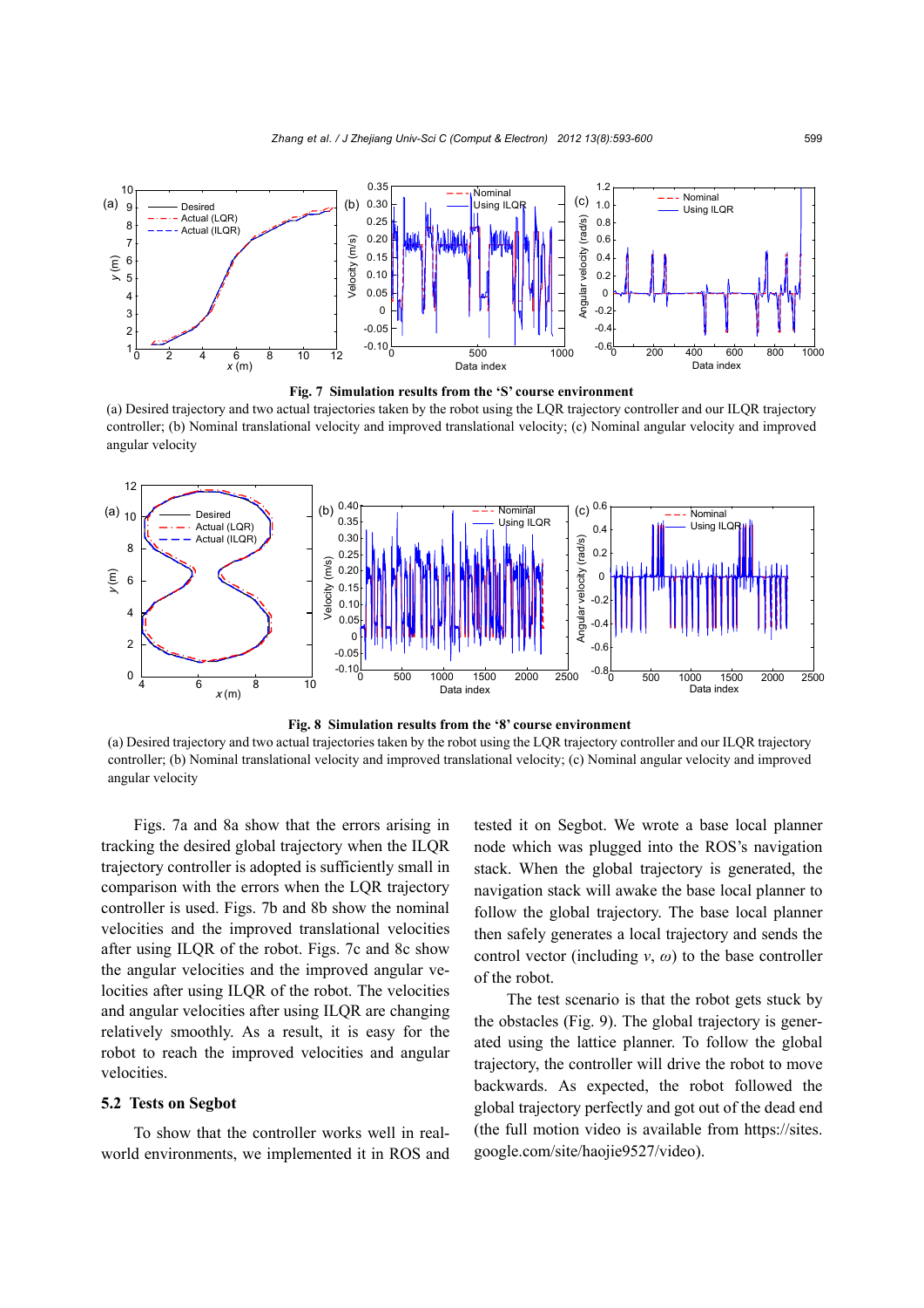**Fig. 7 Simulation results from the 'S' course environment**

(a) Desired trajectory and two actual trajectories taken by the robot using the LQR trajectory controller and our ILQR trajectory controller; (b) Nominal translational velocity and improved translational velocity; (c) Nominal angular velocity and improved angular velocity

**Fig. 8 Simulation results from the '8' course environment**

(a) Desired trajectory and two actual trajectories taken by the robot using the LQR trajectory controller and our ILQR trajectory controller; (b) Nominal translational velocity and improved translational velocity; (c) Nominal angular velocity and improved angular velocity

Figs. 7a and 8a show that the errors arising in tracking the desired global trajectory when the ILQR trajectory controller is adopted is sufficiently small in comparison with the errors when the LQR trajectory controller is used. Figs. 7b and 8b show the nominal velocities and the improved translational velocities after using ILQR of the robot. Figs. 7c and 8c show the angular velocities and the improved angular velocities after using ILQR of the robot. The velocities and angular velocities after using ILQR are changing relatively smoothly. As a result, it is easy for the robot to reach the improved velocities and angular velocities.

## 5.2 Tests on Segbot

To show that the controller works well in real-world environments, we implemented it in ROS and tested it on Segbot. We wrote a base local planner node which was plugged into the ROS's navigation stack. When the global trajectory is generated, the navigation stack will awake the base local planner to follow the global trajectory. The base local planner then safely generates a local trajectory and sends the control vector (including $v$, $\omega$) to the base controller of the robot.

The test scenario is that the robot gets stuck by the obstacles (Fig. 9). The global trajectory is generated using the lattice planner. To follow the global trajectory, the controller will drive the robot to move backwards. As expected, the robot followed the global trajectory perfectly and got out of the dead end (the full motion video is available from https://sites.google.com/site/haojie9527/video).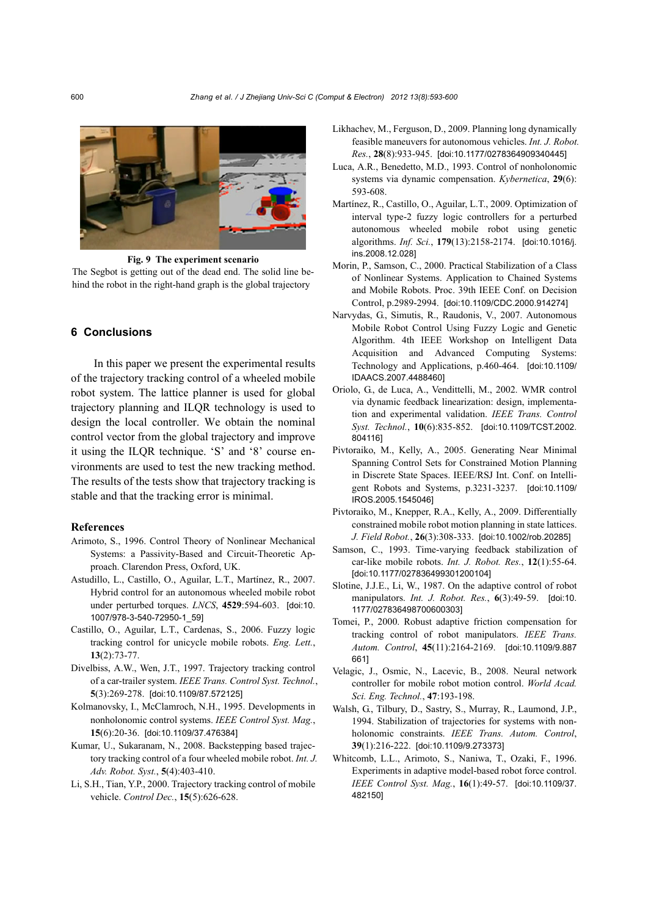**Fig. 9 The experiment scenario**

The Segbot is getting out of the dead end. The solid line behind the robot in the right-hand graph is the global trajectory

## 6 Conclusions

In this paper we present the experimental results of the trajectory tracking control of a wheeled mobile robot system. The lattice planner is used for global trajectory planning and ILQR technology is used to design the local controller. We obtain the nominal control vector from the global trajectory and improve it using the ILQR technique. 'S' and '8' course environments are used to test the new tracking method. The results of the tests show that trajectory tracking is stable and that the tracking error is minimal.

## References

Arimoto, S., 1996. Control Theory of Nonlinear Mechanical Systems: a Passivity-Based and Circuit-Theoretic Approach. Clarendon Press, Oxford, UK.

Astudillo, L., Castillo, O., Aguilar, L.T., Martínez, R., 2007. Hybrid control for an autonomous wheeled mobile robot under perturbed torques. *LNCS*, **4529**:594-603. [doi:10.1007/978-3-540-72950-1_59]

Castillo, O., Aguilar, L.T., Cardenas, S., 2006. Fuzzy logic tracking control for unicycle mobile robots. *Eng. Lett.*, **13**(2):73-77.

Divelbiss, A.W., Wen, J.T., 1997. Trajectory tracking control of a car-trailer system. *IEEE Trans. Control Syst. Technol.*, **5**(3):269-278. [doi:10.1109/87.572125]

Kolmanovsky, I., McClamroch, N.H., 1995. Developments in nonholonomic control systems. *IEEE Control Syst. Mag.*, **15**(6):20-36. [doi:10.1109/37.476384]

Kumar, U., Sukaranam, N., 2008. Backstepping based trajectory tracking control of a four wheeled mobile robot. *Int. J. Adv. Robot. Syst.*, **5**(4):403-410.

Li, S.H., Tian, Y.P., 2000. Trajectory tracking control of mobile vehicle. *Control Dec.*, **15**(5):626-628.

Likhachev, M., Ferguson, D., 2009. Planning long dynamically feasible maneuvers for autonomous vehicles. *Int. J. Robot. Res.*, **28**(8):933-945. [doi:10.1177/0278364909340445]

Luca, A.R., Benedetto, M.D., 1993. Control of nonholonomic systems via dynamic compensation. *Kybernetica*, **29**(6): 593-608.

Martínez, R., Castillo, O., Aguilar, L.T., 2009. Optimization of interval type-2 fuzzy logic controllers for a perturbed autonomous wheeled mobile robot using genetic algorithms. *Inf. Sci.*, **179**(13):2158-2174. [doi:10.1016/j.ins.2008.12.028]

Morin, P., Samson, C., 2000. Practical Stabilization of a Class of Nonlinear Systems. Application to Chained Systems and Mobile Robots. Proc. 39th IEEE Conf. on Decision Control, p.2989-2994. [doi:10.1109/CDC.2000.914274]

Narvydas, G., Simutis, R., Raudonis, V., 2007. Autonomous Mobile Robot Control Using Fuzzy Logic and Genetic Algorithm. 4th IEEE Workshop on Intelligent Data Acquisition and Advanced Computing Systems: Technology and Applications, p.460-464. [doi:10.1109/IDAACS.2007.4488460]

Oriolo, G., de Luca, A., Vendittelli, M., 2002. WMR control via dynamic feedback linearization: design, implementation and experimental validation. *IEEE Trans. Control Syst. Technol.*, **10**(6):835-852. [doi:10.1109/TCST.2002.804116]

Pivtoraiko, M., Kelly, A., 2005. Generating Near Minimal Spanning Control Sets for Constrained Motion Planning in Discrete State Spaces. IEEE/RSJ Int. Conf. on Intelligent Robots and Systems, p.3231-3237. [doi:10.1109/IROS.2005.1545046]

Pivtoraiko, M., Knepper, R.A., Kelly, A., 2009. Differentially constrained mobile robot motion planning in state lattices. *J. Field Robot.*, **26**(3):308-333. [doi:10.1002/rob.20285]

Samson, C., 1993. Time-varying feedback stabilization of car-like mobile robots. *Int. J. Robot. Res.*, **12**(1):55-64. [doi:10.1177/027836499301200104]

Slotine, J.J.E., Li, W., 1987. On the adaptive control of robot manipulators. *Int. J. Robot. Res.*, **6**(3):49-59. [doi:10.1177/027836498700600303]

Tomei, P., 2000. Robust adaptive friction compensation for tracking control of robot manipulators. *IEEE Trans. Autom. Control*, **45**(11):2164-2169. [doi:10.1109/9.887661]

Velagic, J., Osmic, N., Lacevic, B., 2008. Neural network controller for mobile robot motion control. *World Acad. Sci. Eng. Technol.*, **47**:193-198.

Walsh, G., Tilbury, D., Sastry, S., Murray, R., Laumond, J.P., 1994. Stabilization of trajectories for systems with nonholonomic constraints. *IEEE Trans. Autom. Control*, **39**(1):216-222. [doi:10.1109/9.273373]

Whitcomb, L.L., Arimoto, S., Naniwa, T., Ozaki, F., 1996. Experiments in adaptive model-based robot force control. *IEEE Control Syst. Mag.*, **16**(1):49-57. [doi:10.1109/37.482150]